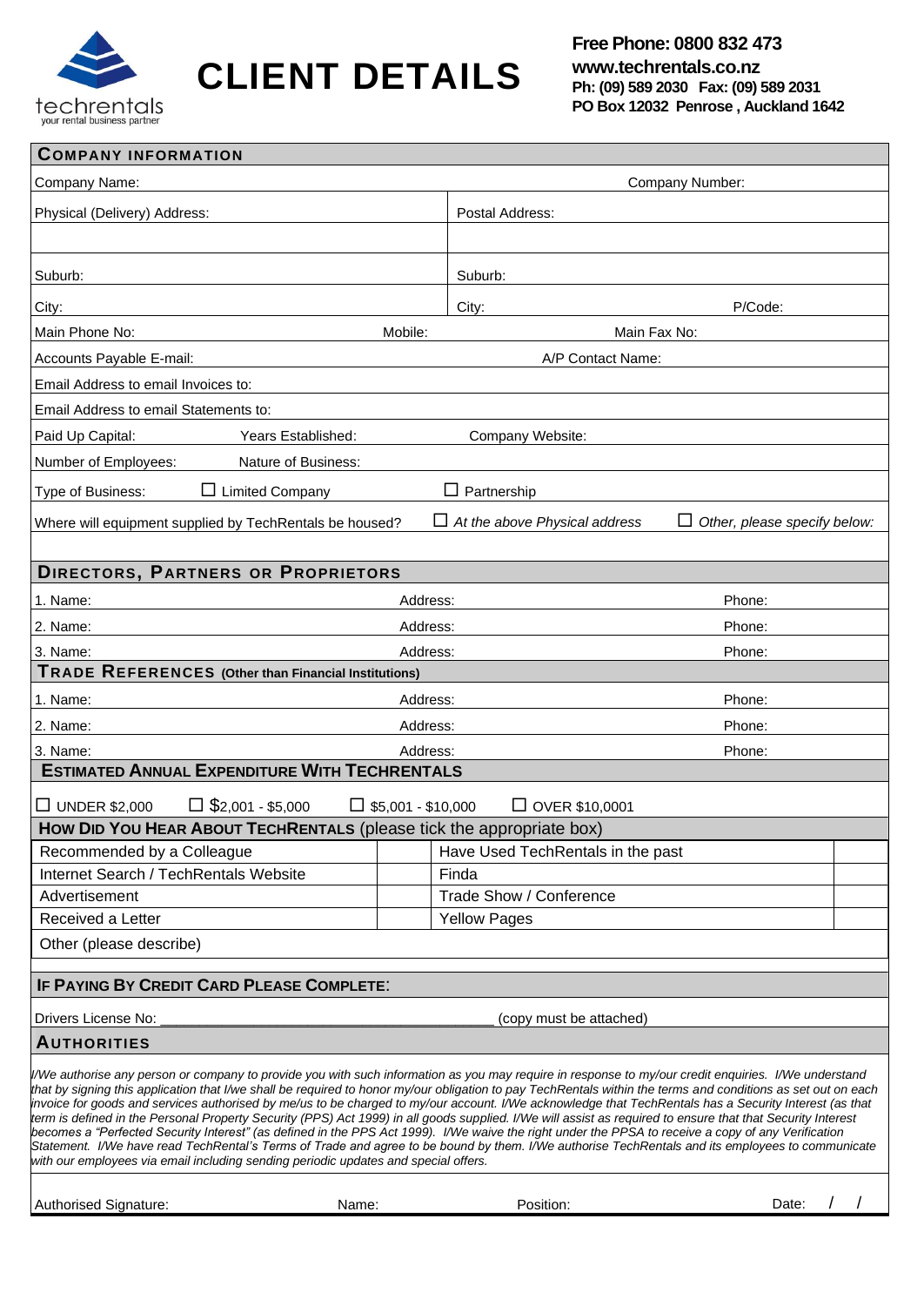techrentals
your rental business partner

# CLIENT DETAILS

**Free Phone: 0800 832 473**
**www.techrentals.co.nz**
**Ph: (09) 589 2030 Fax: (09) 589 2031**
**PO Box 12032 Penrose , Auckland 1642**

## COMPANY INFORMATION

Company Name: Company Number:

| Physical (Delivery) Address: | Postal Address: |
|---|---|
| | |
| Suburb: | Suburb: |
| City: | City: P/Code: |

Main Phone No: Mobile: Main Fax No:

Accounts Payable E-mail: A/P Contact Name:

Email Address to email Invoices to:

Email Address to email Statements to:

Paid Up Capital: Years Established: Company Website:

Number of Employees: Nature of Business:

Type of Business: ☐ Limited Company ☐ Partnership

Where will equipment supplied by TechRentals be housed? ☐ *At the above Physical address* ☐ *Other, please specify below:*

## DIRECTORS, PARTNERS OR PROPRIETORS

| Name | Address | Phone |
|---|---|---|
| 1. Name: | Address: | Phone: |
| 2. Name: | Address: | Phone: |
| 3. Name: | Address: | Phone: |

## TRADE REFERENCES (Other than Financial Institutions)

| Name | Address | Phone |
|---|---|---|
| 1. Name: | Address: | Phone: |
| 2. Name: | Address: | Phone: |
| 3. Name: | Address: | Phone: |

## ESTIMATED ANNUAL EXPENDITURE WITH TECHRENTALS

☐ UNDER $2,000 ☐ $2,001 - $5,000 ☐ $5,001 - $10,000 ☐ OVER $10,0001

## HOW DID YOU HEAR ABOUT TECHRENTALS (please tick the appropriate box)

| | | | |
|---|---|---|---|
| Recommended by a Colleague | | Have Used TechRentals in the past | |
| Internet Search / TechRentals Website | | Finda | |
| Advertisement | | Trade Show / Conference | |
| Received a Letter | | Yellow Pages | |
| Other (please describe) | | | |

## IF PAYING BY CREDIT CARD PLEASE COMPLETE:

Drivers License No: __________________________________________ (copy must be attached)

## AUTHORITIES

*I/We authorise any person or company to provide you with such information as you may require in response to my/our credit enquiries. I/We understand that by signing this application that I/we shall be required to honor my/our obligation to pay TechRentals within the terms and conditions as set out on each invoice for goods and services authorised by me/us to be charged to my/our account. I/We acknowledge that TechRentals has a Security Interest (as that term is defined in the Personal Property Security (PPS) Act 1999) in all goods supplied. I/We will assist as required to ensure that that Security Interest becomes a "Perfected Security Interest" (as defined in the PPS Act 1999). I/We waive the right under the PPSA to receive a copy of any Verification Statement. I/We have read TechRental's Terms of Trade and agree to be bound by them. I/We authorise TechRentals and its employees to communicate with our employees via email including sending periodic updates and special offers.*

Authorised Signature: Name: Position: Date: / /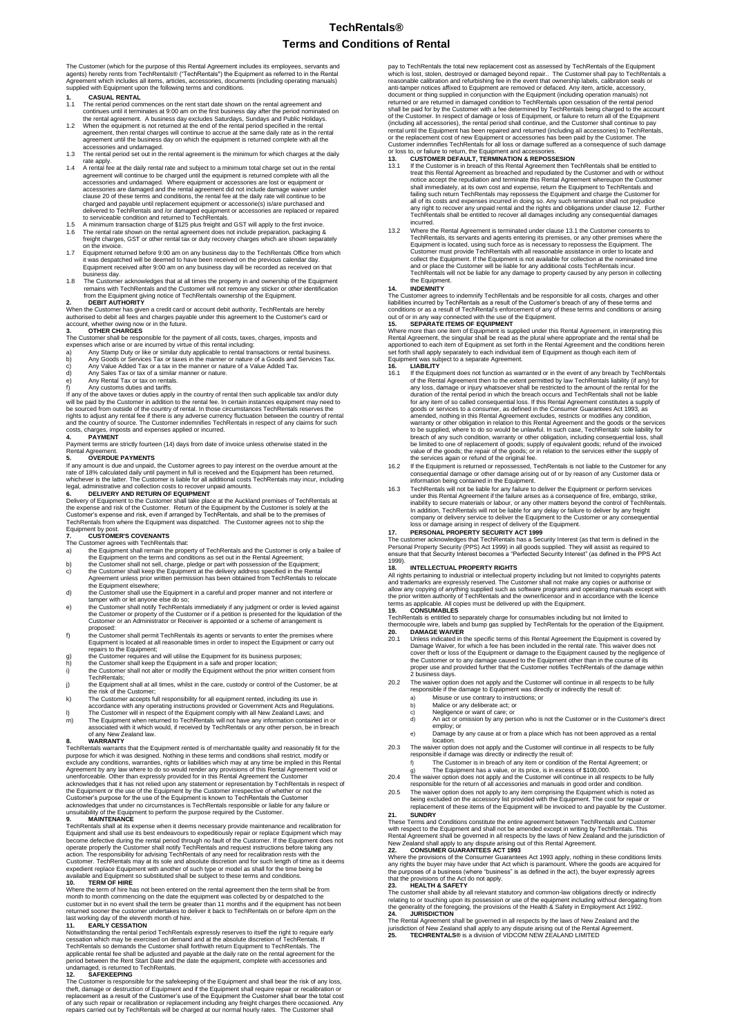# TechRentals®

## Terms and Conditions of Rental

The Customer (which for the purpose of this Rental Agreement includes its employees, servants and agents) hereby rents from TechRentals® ("TechRentals") the Equipment as referred to in the Rental Agreement which includes all items, articles, accessories, documents (including operating manuals) supplied with Equipment upon the following terms and conditions.

**1. CASUAL RENTAL**

1.1 The rental period commences on the rent start date shown on the rental agreement and continues until it terminates at 9:00 am on the first business day after the period nominated on the rental agreement. A business day excludes Saturdays, Sundays and Public Holidays.

1.2 When the equipment is not returned at the end of the rental period specified in the rental agreement, then rental charges will continue to accrue at the same daily rate as in the rental agreement until the business day on which the equipment is returned complete with all the accessories and undamaged.

1.3 The rental period set out in the rental agreement is the minimum for which charges at the daily rate apply.

1.4 A rental fee at the daily rental rate and subject to a minimum total charge set out in the rental agreement will continue to be charged until the equipment is returned complete with all the accessories and undamaged. Where equipment or accessories are lost or equipment or accessories are damaged and the rental agreement did not include damage waiver under clause 20 of these terms and conditions, the rental fee at the daily rate will continue to be charged and payable until replacement equipment or accessorie(s) is/are purchased and delivered to TechRentals and /or damaged equipment or accessories are replaced or repaired to serviceable condition and returned to TechRentals.

1.5 A minimum transaction charge of $125 plus freight and GST will apply to the first invoice.

1.6 The rental rate shown on the rental agreement does not include preparation, packaging & freight charges, GST or other rental tax or duty recovery charges which are shown separately on the invoice.

1.7 Equipment returned before 9:00 am on any business day to the TechRentals Office from which it was despatched will be deemed to have been received on the previous calendar day. Equipment received after 9:00 am on any business day will be recorded as received on that business day.

1.8 The Customer acknowledges that at all times the property in and ownership of the Equipment remains with TechRentals and the Customer will not remove any sticker or other identification from the Equipment giving notice of TechRentals ownership of the Equipment.

**2. DEBIT AUTHORITY**

When the Customer has given a credit card or account debit authority, TechRentals are hereby authorised to debit all fees and charges payable under this agreement to the Customer's card or account, whether owing now or in the future.

**3. OTHER CHARGES**

The Customer shall be responsible for the payment of all costs, taxes, charges, imposts and expenses which arise or are incurred by virtue of this rental including:

a) Any Stamp Duty or like or similar duty applicable to rental transactions or rental business.
b) Any Goods or Services Tax or taxes in the manner or nature of a Goods and Services Tax.
c) Any Value Added Tax or a tax in the manner or nature of a Value Added Tax.
d) Any Sales Tax or tax of a similar manner or nature.
e) Any Rental Tax or tax on rentals.
f) Any customs duties and tariffs.

If any of the above taxes or duties apply in the country of rental then such applicable tax and/or duty will be paid by the Customer in addition to the rental fee. In certain instances equipment may need to be sourced from outside of the country of rental. In those circumstances TechRentals reserves the rights to adjust any rental fee if there is any adverse currency fluctuation between the country of rental and the country of source. The Customer indemnifies TechRentals in respect of any claims for such costs, charges, imposts and expenses applied or incurred.

**4. PAYMENT**

Payment terms are strictly fourteen (14) days from date of invoice unless otherwise stated in the Rental Agreement.

**5. OVERDUE PAYMENTS**

If any amount is due and unpaid, the Customer agrees to pay interest on the overdue amount at the rate of 18% calculated daily until payment in full is received and the Equipment has been returned, whichever is the latter. The Customer is liable for all additional costs TechRentals may incur, including legal, administrative and collection costs to recover unpaid amounts.

**6. DELIVERY AND RETURN OF EQUIPMENT**

Delivery of Equipment to the Customer shall take place at the Auckland premises of TechRentals at the expense and risk of the Customer. Return of the Equipment by the Customer is solely at the Customer's expense and risk, even if arranged by TechRentals, and shall be to the premises of TechRentals from where the Equipment was dispatched. The Customer agrees not to ship the Equipment by post.

**7. CUSTOMER'S COVENANTS**

The Customer agrees with TechRentals that:

a) the Equipment shall remain the property of TechRentals and the Customer is only a bailee of the Equipment on the terms and conditions as set out in the Rental Agreement;
b) the Customer shall not sell, charge, pledge or part with possession of the Equipment;
c) the Customer shall keep the Equipment at the delivery address specified in the Rental Agreement unless prior written permission has been obtained from TechRentals to relocate the Equipment elsewhere;
d) the Customer shall use the Equipment in a careful and proper manner and not interfere or tamper with or let anyone else do so;
e) the Customer shall notify TechRentals immediately if any judgment or order is levied against the Customer or property of the Customer or if a petition is presented for the liquidation of the Customer or an Administrator or Receiver is appointed or a scheme of arrangement is proposed;
f) the Customer shall permit TechRentals its agents or servants to enter the premises where Equipment is located at all reasonable times in order to inspect the Equipment or carry out repairs to the Equipment;
g) the Customer requires and will utilise the Equipment for its business purposes;
h) the Customer shall keep the Equipment in a safe and proper location;
i) the Customer shall not alter or modify the Equipment without the prior written consent from TechRentals;
j) the Equipment shall at all times, whilst in the care, custody or control of the Customer, be at the risk of the Customer;
k) The Customer accepts full responsibility for all equipment rented, including its use in accordance with any operating instructions provided or Government Acts and Regulations.
l) The Customer will in respect of the Equipment comply with all New Zealand Laws; and
m) The Equipment when returned to TechRentals will not have any information contained in or associated with it which would, if received by TechRentals or any other person, be in breach of any New Zealand law.

**8. WARRANTY**

TechRentals warrants that the Equipment rented is of merchantable quality and reasonably fit for the purpose for which it was designed. Nothing in these terms and conditions shall restrict, modify or exclude any conditions, warranties, rights or liabilities which may at any time be implied in this Rental Agreement by any law where to do so would render any provisions of this Rental Agreement void or unenforceable. Other than expressly provided for in this Rental Agreement the Customer acknowledges that it has not relied upon any statement or representation by TechRentals in respect of the Equipment or the use of the Equipment by the Customer irrespective of whether or not the Customer's purpose for the use of the Equipment is known to TechRentals the Customer acknowledges that under no circumstances is TechRentals responsible or liable for any failure or unsuitability of the Equipment to perform the purpose required by the Customer.

**9. MAINTENANCE**

TechRentals shall at its expense when it deems necessary provide maintenance and recalibration for Equipment and shall use its best endeavours to expeditiously repair or replace Equipment which may become defective during the rental period through no fault of the Customer. If the Equipment does not operate properly the Customer shall notify TechRentals and request instructions before taking any action. The responsibility for advising TechRentals of any need for recalibration rests with the Customer. TechRentals may at its sole and absolute discretion and for such length of time as it deems expedient replace Equipment with another of such type or model as shall for the time being be available and Equipment so substituted shall be subject to these terms and conditions.

**10. TERM OF HIRE**

Where the term of hire has not been entered on the rental agreement then the term shall be from month to month commencing on the date the equipment was collected by or despatched to the customer but in no event shall the term be greater than 11 months and if the equipment has not been returned sooner the customer undertakes to deliver it back to TechRentals on or before 4pm on the last working day of the eleventh month of hire.

**11. EARLY CESSATION**

Notwithstanding the rental period TechRentals expressly reserves to itself the right to require early cessation which may be exercised on demand and at the absolute discretion of TechRentals. If TechRentals so demands the Customer shall forthwith return Equipment to TechRentals. The applicable rental fee shall be adjusted and payable at the daily rate on the rental agreement for the period between the Rent Start Date and the date the equipment, complete with accessories and undamaged, is returned to TechRentals.

**12. SAFEKEEPING**

The Customer is responsible for the safekeeping of the Equipment and shall bear the risk of any loss, theft, damage or destruction of Equipment and if the Equipment shall require repair or recalibration or replacement as a result of the Customer's use of the Equipment the Customer shall bear the total cost of any such repair or recalibration or replacement including any freight charges there occasioned. Any repairs carried out by TechRentals will be charged at our normal hourly rates. The Customer shall pay to TechRentals the total new replacement cost as assessed by TechRentals of the Equipment which is lost, stolen, destroyed or damaged beyond repair.. The Customer shall pay to TechRentals a reasonable calibration and refurbishing fee in the event that ownership labels, calibration seals or anti-tamper notices affixed to Equipment are removed or defaced. Any item, article, accessory, document or thing supplied in conjunction with the Equipment (including operation manuals) not returned or are returned in damaged condition to TechRentals upon cessation of the rental period shall be paid for by the Customer with a fee determined by TechRentals being charged to the account of the Customer. In respect of damage or loss of Equipment, or failure to return all of the Equipment (including all accessories), the rental period shall continue, and the Customer shall continue to pay rental until the Equipment has been repaired and returned (including all accessories) to TechRentals, or the replacement cost of new Equipment or accessories has been paid by the Customer. The Customer indemnifies TechRentals for all loss or damage suffered as a consequence of such damage or loss to, or failure to return, the Equipment and accessories.

**13. CUSTOMER DEFAULT, TERMINATION & REPOSSESSION**

13.1 If the Customer is in breach of this Rental Agreement then TechRentals shall be entitled to treat this Rental Agreement as breached and repudiated by the Customer and with or without notice accept the repudiation and terminate this Rental Agreement whereupon the Customer shall immediately, at its own cost and expense, return the Equipment to TechRentals and failing such return TechRentals may repossess the Equipment and charge the Customer for all of its costs and expenses incurred in doing so. Any such termination shall not prejudice any right to recover any unpaid rental and the rights and obligations under clause 12. Further TechRentals shall be entitled to recover all damages including any consequential damages incurred.

13.2 Where the Rental Agreement is terminated under clause 13.1 the Customer consents to TechRentals, its servants and agents entering its premises, or any other premises where the Equipment is located, using such force as is necessary to repossess the Equipment. The Customer must provide TechRentals with all reasonable assistance in order to locate and collect the Equipment. If the Equipment is not available for collection at the nominated time and or place the Customer will be liable for any additional costs TechRentals incur. TechRentals will not be liable for any damage to property caused by any person in collecting the Equipment.

**14. INDEMNITY**

The Customer agrees to indemnify TechRentals and be responsible for all costs, charges and other liabilities incurred by TechRentals as a result of the Customer's breach of any of these terms and conditions or as a result of TechRentals' enforcement of any of these terms and conditions or arising out of or in any way connected with the use of the Equipment.

**15. SEPARATE ITEMS OF EQUIPMENT**

Where more than one item of Equipment is supplied under this Rental Agreement, in interpreting this Rental Agreement, the singular shall be read as the plural where appropriate and the rental shall be apportioned to each item of Equipment as set forth in the Rental Agreement and the conditions herein set forth shall apply separately to each individual item of Equipment as though each item of Equipment was subject to a separate Agreement.

**16. LIABILITY**

16.1 If the Equipment does not function as warranted or in the event of any breach by TechRentals of the Rental Agreement then to the extent permitted by law TechRentals liability (if any) for any loss, damage or injury whatsoever shall be restricted to the amount of the rental for the duration of the rental period in which the breach occurs and TechRentals shall not be liable for any item of so called consequential loss. If this Rental Agreement constitutes a supply of goods or services to a consumer, as defined in the Consumer Guarantees Act 1993, as amended, nothing in this Rental Agreement excludes, restricts or modifies any condition, warranty or other obligation in relation to this Rental Agreement and the goods or the services to be supplied, where to do so would be unlawful. In such case, TechRentals' sole liability for breach of any such condition, warranty or other obligation, including consequential loss, shall be limited to one of replacement of goods; supply of equivalent goods; refund of the invoiced value of the goods; the repair of the goods; or in relation to the services either the supply of the services again or refund of the original fee.

16.2 If the Equipment is returned or repossessed, TechRentals is not liable to the Customer for any consequential damage or other damage arising out of or by reason of any Customer data or information being contained in the Equipment.

16.3 TechRentals will not be liable for any failure to deliver the Equipment or perform services under this Rental Agreement if the failure arises as a consequence of fire, embargo, strike, inability to secure materials or labour, or any other matters beyond the control of TechRentals. In addition, TechRentals will not be liable for any delay or failure to deliver by any freight company or delivery service to deliver the Equipment to the Customer or any consequential loss or damage arising in respect of delivery of the Equipment.

**17. PERSONAL PROPERTY SECURITY ACT 1999**

The customer acknowledges that TechRentals has a Security Interest (as that term is defined in the Personal Property Security (PPS) Act 1999) in all goods supplied. They will assist as required to ensure that that Security Interest becomes a "Perfected Security Interest" (as defined in the PPS Act 1999).

**18. INTELLECTUAL PROPERTY RIGHTS**

All rights pertaining to industrial or intellectual property including but not limited to copyrights patents and trademarks are expressly reserved. The Customer shall not make any copies or authorise or allow any copying of anything supplied such as software programs and operating manuals except with the prior written authority of TechRentals and the owner/licensor and in accordance with the licence terms as applicable. All copies must be delivered up with the Equipment.

**19. CONSUMABLES**

TechRentals is entitled to separately charge for consumables including but not limited to thermocouple wire, labels and bump gas supplied by TechRentals for the operation of the Equipment.

**20. DAMAGE WAIVER**

20.1 Unless indicated in the specific terms of this Rental Agreement the Equipment is covered by Damage Waiver, for which a fee has been included in the rental rate. This waiver does not cover theft or loss of the Equipment or damage to the Equipment caused by the negligence of the Customer or to any damage caused to the Equipment other than in the course of its proper use and provided further that the Customer notifies TechRentals of the damage within 2 business days.

20.2 The waiver option does not apply and the Customer will continue in all respects to be fully responsible if the damage to Equipment was directly or indirectly the result of:

a) Misuse or use contrary to instructions; or
b) Malice or any deliberate act; or
c) Negligence or want of care; or
d) An act or omission by any person who is not the Customer or in the Customer's direct employ; or
e) Damage by any cause at or from a place which has not been approved as a rental location.

20.3 The waiver option does not apply and the Customer will continue in all respects to be fully responsible if damage was directly or indirectly the result of:

f) The Customer is in breach of any item or condition of the Rental Agreement; or
g) The Equipment has a value, or its price, is in excess of $100,000.

20.4 The waiver option does not apply and the Customer will continue in all respects to be fully responsible for the return of all accessories and manuals in good order and condition.

20.5 The waiver option does not apply to any item comprising the Equipment which is noted as being excluded on the accessory list provided with the Equipment. The cost for repair or replacement of these items of the Equipment will be invoiced to and payable by the Customer.

**21. SUNDRY**

These Terms and Conditions constitute the entire agreement between TechRentals and Customer with respect to the Equipment and shall not be amended except in writing by TechRentals. This Rental Agreement shall be governed in all respects by the laws of New Zealand and the jurisdiction of New Zealand shall apply to any dispute arising out of this Rental Agreement.

**22. CONSUMER GUARANTEES ACT 1993**

Where the provisions of the Consumer Guarantees Act 1993 apply, nothing in these conditions limits any rights the buyer may have under that Act which is paramount. Where the goods are acquired for the purposes of a business (where "business" is as defined in the act), the buyer expressly agrees that the provisions of the Act do not apply.

**23. HEALTH & SAFETY**

The customer shall abide by all relevant statutory and common-law obligations directly or indirectly relating to or touching upon its possession or use of the equipment including without derogating from the generality of the foregoing, the provisions of the Health & Safety in Employment Act 1992.

**24. JURISDICTION**

The Rental Agreement shall be governed in all respects by the laws of New Zealand and the jurisdiction of New Zealand shall apply to any dispute arising out of the Rental Agreement.

**25. TECHRENTALS®** is a division of VIDCOM NEW ZEALAND LIMITED